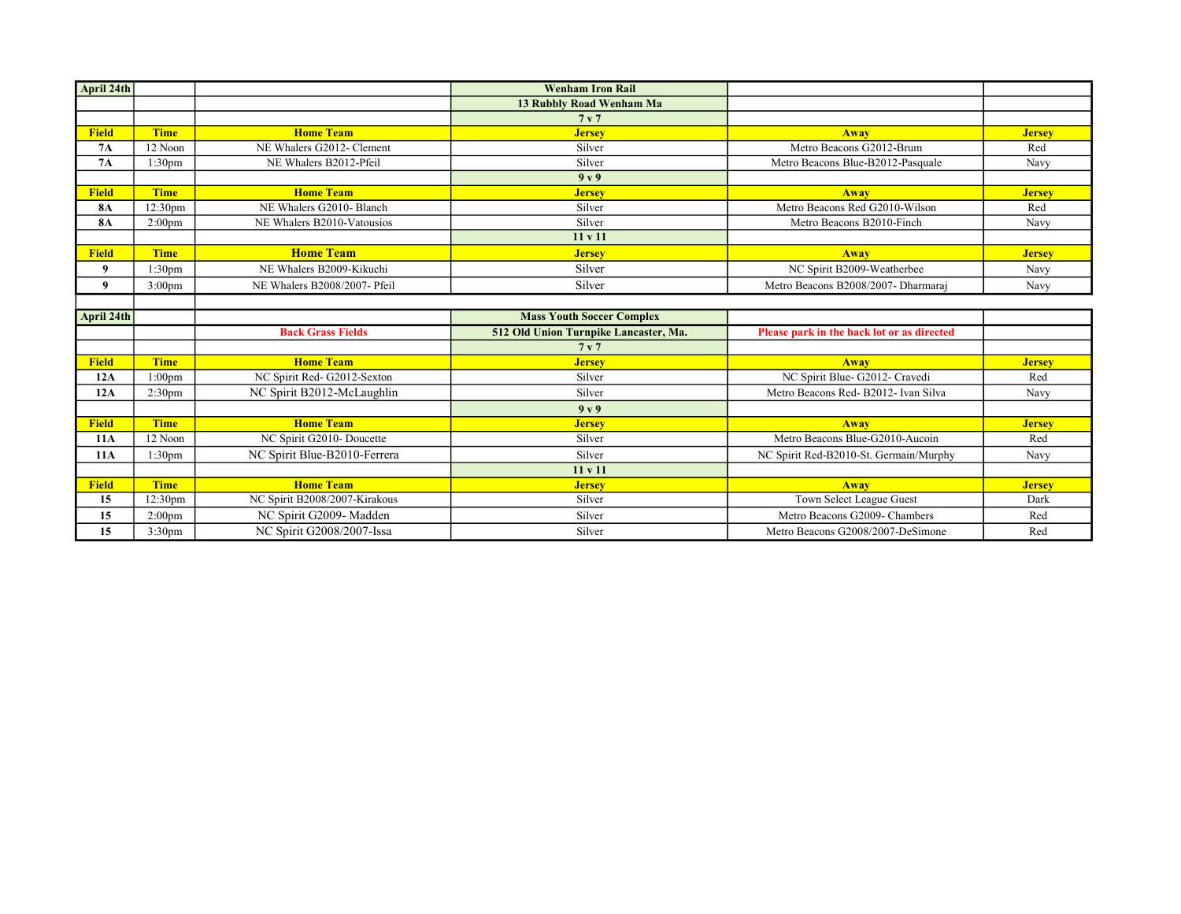| April 24th | | | Wenham Iron Rail | | |
|---|---|---|---|---|---|
| | | | 13 Rubbly Road Wenham Ma | | |
| | | | 7 v 7 | | |
| **Field** | **Time** | **Home Team** | **Jersey** | **Away** | **Jersey** |
| **7A** | 12 Noon | NE Whalers G2012- Clement | Silver | Metro Beacons G2012-Brum | Red |
| **7A** | 1:30pm | NE Whalers B2012-Pfeil | Silver | Metro Beacons Blue-B2012-Pasquale | Navy |
| | | | 9 v 9 | | |
| **Field** | **Time** | **Home Team** | **Jersey** | **Away** | **Jersey** |
| **8A** | 12:30pm | NE Whalers G2010- Blanch | Silver | Metro Beacons Red G2010-Wilson | Red |
| **8A** | 2:00pm | NE Whalers B2010-Vatousios | Silver | Metro Beacons B2010-Finch | Navy |
| | | | 11 v 11 | | |
| **Field** | **Time** | **Home Team** | **Jersey** | **Away** | **Jersey** |
| **9** | 1:30pm | NE Whalers B2009-Kikuchi | Silver | NC Spirit B2009-Weatherbee | Navy |
| **9** | 3:00pm | NE Whalers B2008/2007- Pfeil | Silver | Metro Beacons B2008/2007- Dharmaraj | Navy |

| April 24th | | | Mass Youth Soccer Complex | | |
|---|---|---|---|---|---|
| | | **Back Grass Fields** | 512 Old Union Turnpike Lancaster, Ma. | **Please park in the back lot or as directed** | |
| | | | 7 v 7 | | |
| **Field** | **Time** | **Home Team** | **Jersey** | **Away** | **Jersey** |
| **12A** | 1:00pm | NC Spirit Red- G2012-Sexton | Silver | NC Spirit Blue- G2012- Cravedi | Red |
| **12A** | 2:30pm | NC Spirit B2012-McLaughlin | Silver | Metro Beacons Red- B2012- Ivan Silva | Navy |
| | | | 9 v 9 | | |
| **Field** | **Time** | **Home Team** | **Jersey** | **Away** | **Jersey** |
| **11A** | 12 Noon | NC Spirit G2010- Doucette | Silver | Metro Beacons Blue-G2010-Aucoin | Red |
| **11A** | 1:30pm | NC Spirit Blue-B2010-Ferrera | Silver | NC Spirit Red-B2010-St. Germain/Murphy | Navy |
| | | | 11 v 11 | | |
| **Field** | **Time** | **Home Team** | **Jersey** | **Away** | **Jersey** |
| **15** | 12:30pm | NC Spirit B2008/2007-Kirakous | Silver | Town Select League Guest | Dark |
| **15** | 2:00pm | NC Spirit G2009- Madden | Silver | Metro Beacons G2009- Chambers | Red |
| **15** | 3:30pm | NC Spirit G2008/2007-Issa | Silver | Metro Beacons G2008/2007-DeSimone | Red |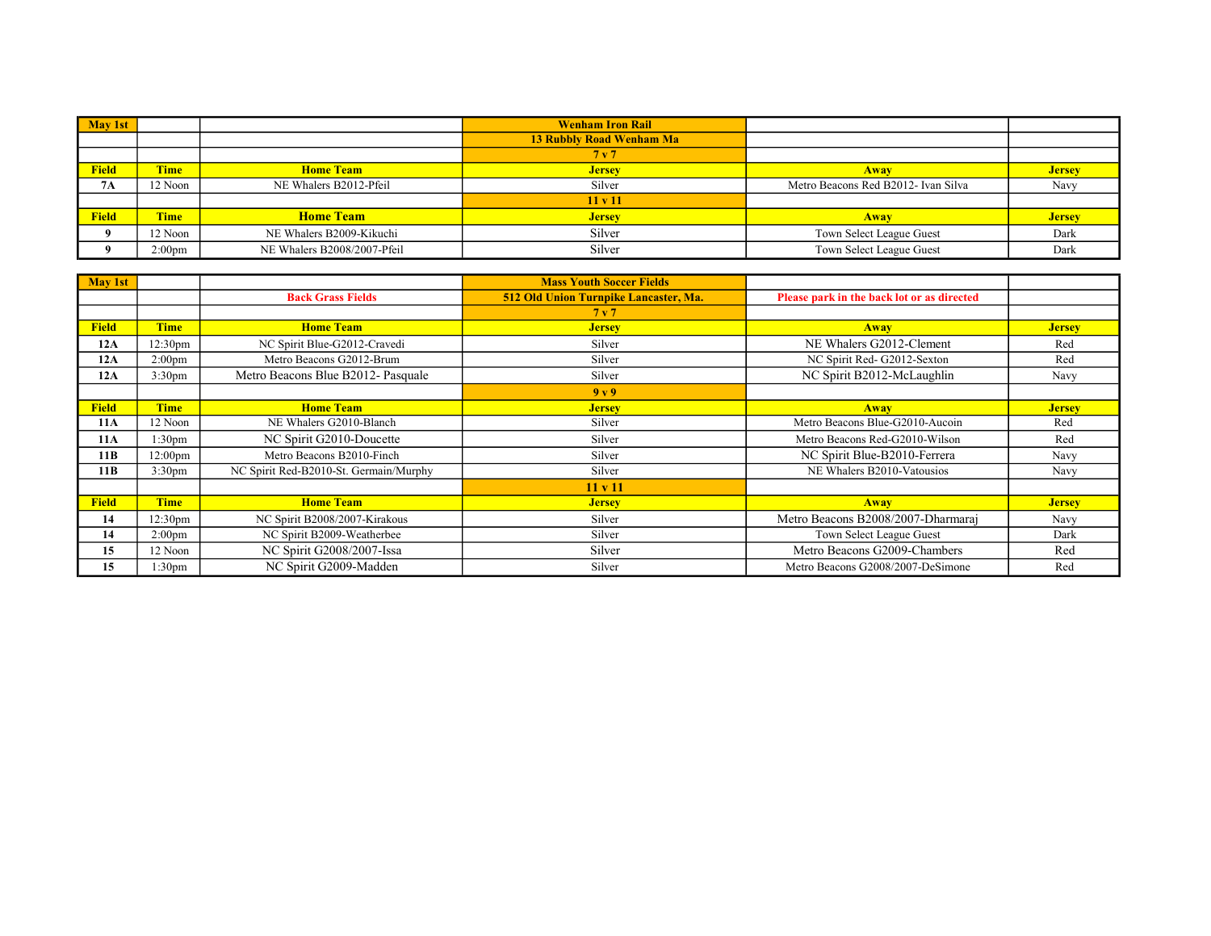| May 1st | | | Wenham Iron Rail | | |
|---|---|---|---|---|---|
| | | | 13 Rubbly Road Wenham Ma | | |
| | | | 7 v 7 | | |
| Field | Time | Home Team | Jersey | Away | Jersey |
| 7A | 12 Noon | NE Whalers B2012-Pfeil | Silver | Metro Beacons Red B2012- Ivan Silva | Navy |
| | | | 11 v 11 | | |
| Field | Time | Home Team | Jersey | Away | Jersey |
| 9 | 12 Noon | NE Whalers B2009-Kikuchi | Silver | Town Select League Guest | Dark |
| 9 | 2:00pm | NE Whalers B2008/2007-Pfeil | Silver | Town Select League Guest | Dark |

| May 1st | | | Mass Youth Soccer Fields | | |
|---|---|---|---|---|---|
| | | Back Grass Fields | 512 Old Union Turnpike Lancaster, Ma. | Please park in the back lot or as directed | |
| | | | 7 v 7 | | |
| Field | Time | Home Team | Jersey | Away | Jersey |
| 12A | 12:30pm | NC Spirit Blue-G2012-Cravedi | Silver | NE Whalers G2012-Clement | Red |
| 12A | 2:00pm | Metro Beacons G2012-Brum | Silver | NC Spirit Red- G2012-Sexton | Red |
| 12A | 3:30pm | Metro Beacons Blue B2012- Pasquale | Silver | NC Spirit B2012-McLaughlin | Navy |
| | | | 9 v 9 | | |
| Field | Time | Home Team | Jersey | Away | Jersey |
| 11A | 12 Noon | NE Whalers G2010-Blanch | Silver | Metro Beacons Blue-G2010-Aucoin | Red |
| 11A | 1:30pm | NC Spirit G2010-Doucette | Silver | Metro Beacons Red-G2010-Wilson | Red |
| 11B | 12:00pm | Metro Beacons B2010-Finch | Silver | NC Spirit Blue-B2010-Ferrera | Navy |
| 11B | 3:30pm | NC Spirit Red-B2010-St. Germain/Murphy | Silver | NE Whalers B2010-Vatousios | Navy |
| | | | 11 v 11 | | |
| Field | Time | Home Team | Jersey | Away | Jersey |
| 14 | 12:30pm | NC Spirit B2008/2007-Kirakous | Silver | Metro Beacons B2008/2007-Dharmaraj | Navy |
| 14 | 2:00pm | NC Spirit B2009-Weatherbee | Silver | Town Select League Guest | Dark |
| 15 | 12 Noon | NC Spirit G2008/2007-Issa | Silver | Metro Beacons G2009-Chambers | Red |
| 15 | 1:30pm | NC Spirit G2009-Madden | Silver | Metro Beacons G2008/2007-DeSimone | Red |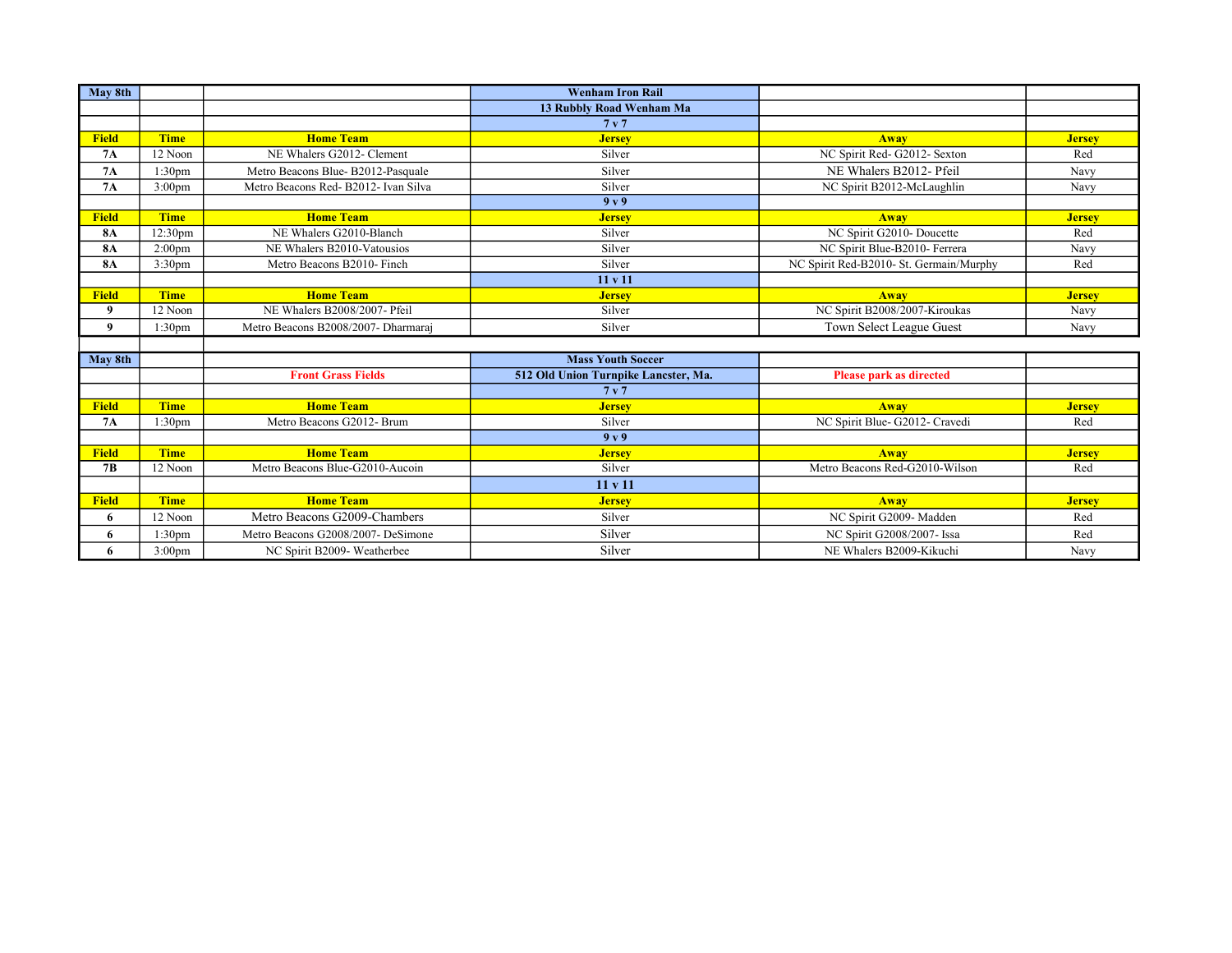| May 8th | | | Wenham Iron Rail | | |
|---|---|---|---|---|---|
| | | | 13 Rubbly Road Wenham Ma | | |
| | | | 7 v 7 | | |
| **Field** | **Time** | **Home Team** | **Jersey** | **Away** | **Jersey** |
| **7A** | 12 Noon | NE Whalers G2012- Clement | Silver | NC Spirit Red- G2012- Sexton | Red |
| **7A** | 1:30pm | Metro Beacons Blue- B2012-Pasquale | Silver | NE Whalers B2012- Pfeil | Navy |
| **7A** | 3:00pm | Metro Beacons Red- B2012- Ivan Silva | Silver | NC Spirit B2012-McLaughlin | Navy |
| | | | 9 v 9 | | |
| **Field** | **Time** | **Home Team** | **Jersey** | **Away** | **Jersey** |
| **8A** | 12:30pm | NE Whalers G2010-Blanch | Silver | NC Spirit G2010- Doucette | Red |
| **8A** | 2:00pm | NE Whalers B2010-Vatousios | Silver | NC Spirit Blue-B2010- Ferrera | Navy |
| **8A** | 3:30pm | Metro Beacons B2010- Finch | Silver | NC Spirit Red-B2010- St. Germain/Murphy | Red |
| | | | 11 v 11 | | |
| **Field** | **Time** | **Home Team** | **Jersey** | **Away** | **Jersey** |
| **9** | 12 Noon | NE Whalers B2008/2007- Pfeil | Silver | NC Spirit B2008/2007-Kiroukas | Navy |
| **9** | 1:30pm | Metro Beacons B2008/2007- Dharmaraj | Silver | Town Select League Guest | Navy |

| May 8th | | | Mass Youth Soccer | | |
|---|---|---|---|---|---|
| | | Front Grass Fields | 512 Old Union Turnpike Lancster, Ma. | Please park as directed | |
| | | | 7 v 7 | | |
| **Field** | **Time** | **Home Team** | **Jersey** | **Away** | **Jersey** |
| **7A** | 1:30pm | Metro Beacons G2012- Brum | Silver | NC Spirit Blue- G2012- Cravedi | Red |
| | | | 9 v 9 | | |
| **Field** | **Time** | **Home Team** | **Jersey** | **Away** | **Jersey** |
| **7B** | 12 Noon | Metro Beacons Blue-G2010-Aucoin | Silver | Metro Beacons Red-G2010-Wilson | Red |
| | | | 11 v 11 | | |
| **Field** | **Time** | **Home Team** | **Jersey** | **Away** | **Jersey** |
| **6** | 12 Noon | Metro Beacons G2009-Chambers | Silver | NC Spirit G2009- Madden | Red |
| **6** | 1:30pm | Metro Beacons G2008/2007- DeSimone | Silver | NC Spirit G2008/2007- Issa | Red |
| **6** | 3:00pm | NC Spirit B2009- Weatherbee | Silver | NE Whalers B2009-Kikuchi | Navy |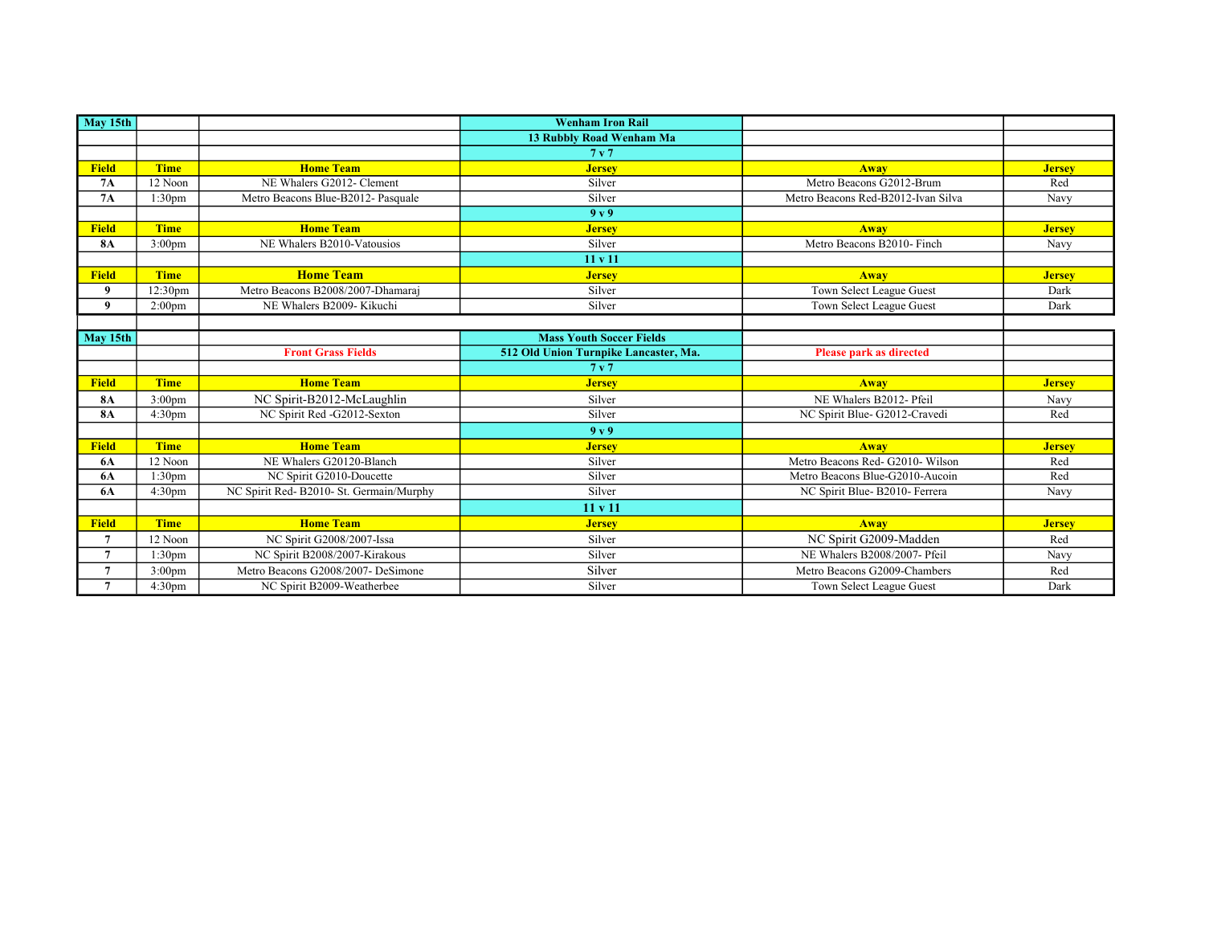| May 15th | | | Wenham Iron Rail | | |
|---|---|---|---|---|---|
| | | | 13 Rubbly Road Wenham Ma | | |
| | | | 7 v 7 | | |
| **Field** | **Time** | **Home Team** | **Jersey** | **Away** | **Jersey** |
| **7A** | 12 Noon | NE Whalers G2012- Clement | Silver | Metro Beacons G2012-Brum | Red |
| **7A** | 1:30pm | Metro Beacons Blue-B2012- Pasquale | Silver | Metro Beacons Red-B2012-Ivan Silva | Navy |
| | | | 9 v 9 | | |
| **Field** | **Time** | **Home Team** | **Jersey** | **Away** | **Jersey** |
| **8A** | 3:00pm | NE Whalers B2010-Vatousios | Silver | Metro Beacons B2010- Finch | Navy |
| | | | 11 v 11 | | |
| **Field** | **Time** | **Home Team** | **Jersey** | **Away** | **Jersey** |
| **9** | 12:30pm | Metro Beacons B2008/2007-Dhamaraj | Silver | Town Select League Guest | Dark |
| **9** | 2:00pm | NE Whalers B2009- Kikuchi | Silver | Town Select League Guest | Dark |

| May 15th | | | Mass Youth Soccer Fields | | |
|---|---|---|---|---|---|
| | | **Front Grass Fields** | 512 Old Union Turnpike Lancaster, Ma. | **Please park as directed** | |
| | | | 7 v 7 | | |
| **Field** | **Time** | **Home Team** | **Jersey** | **Away** | **Jersey** |
| **8A** | 3:00pm | NC Spirit-B2012-McLaughlin | Silver | NE Whalers B2012- Pfeil | Navy |
| **8A** | 4:30pm | NC Spirit Red -G2012-Sexton | Silver | NC Spirit Blue- G2012-Cravedi | Red |
| | | | 9 v 9 | | |
| **Field** | **Time** | **Home Team** | **Jersey** | **Away** | **Jersey** |
| **6A** | 12 Noon | NE Whalers G20120-Blanch | Silver | Metro Beacons Red- G2010- Wilson | Red |
| **6A** | 1:30pm | NC Spirit G2010-Doucette | Silver | Metro Beacons Blue-G2010-Aucoin | Red |
| **6A** | 4:30pm | NC Spirit Red- B2010- St. Germain/Murphy | Silver | NC Spirit Blue- B2010- Ferrera | Navy |
| | | | 11 v 11 | | |
| **Field** | **Time** | **Home Team** | **Jersey** | **Away** | **Jersey** |
| **7** | 12 Noon | NC Spirit G2008/2007-Issa | Silver | NC Spirit G2009-Madden | Red |
| **7** | 1:30pm | NC Spirit B2008/2007-Kirakous | Silver | NE Whalers B2008/2007- Pfeil | Navy |
| **7** | 3:00pm | Metro Beacons G2008/2007- DeSimone | Silver | Metro Beacons G2009-Chambers | Red |
| **7** | 4:30pm | NC Spirit B2009-Weatherbee | Silver | Town Select League Guest | Dark |